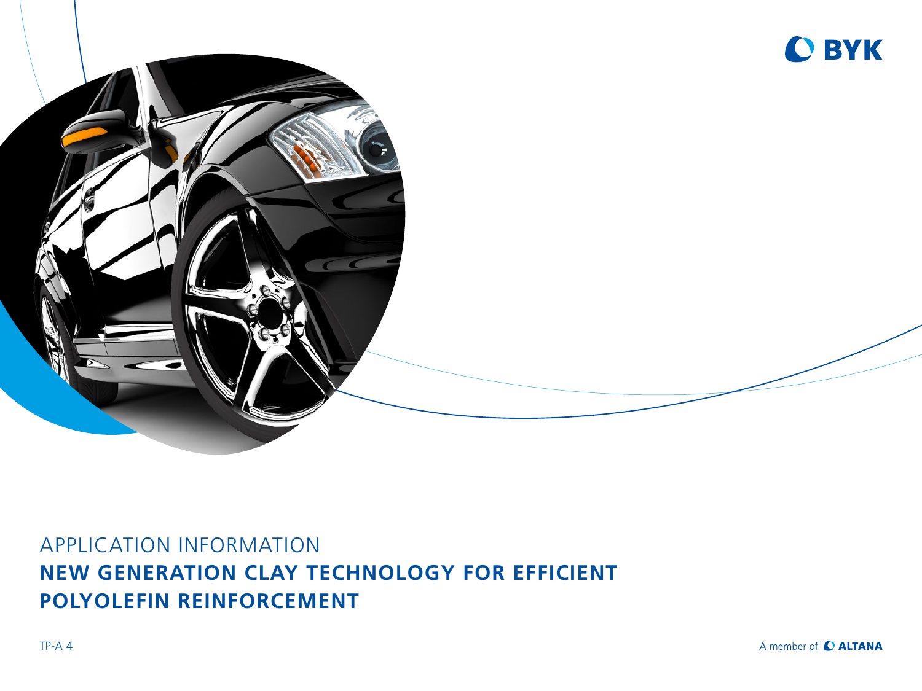BYK

APPLICATION INFORMATION

# NEW GENERATION CLAY TECHNOLOGY FOR EFFICIENT POLYOLEFIN REINFORCEMENT

TP-A 4

A member of ALTANA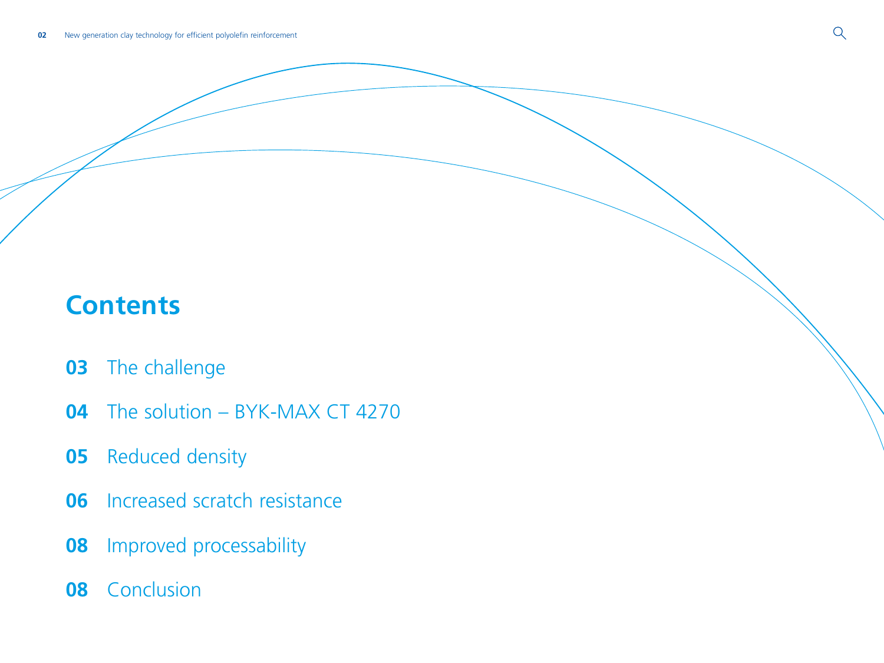# Contents

**03** The challenge

**04** The solution – BYK-MAX CT 4270

**05** Reduced density

**06** Increased scratch resistance

**08** Improved processability

**08** Conclusion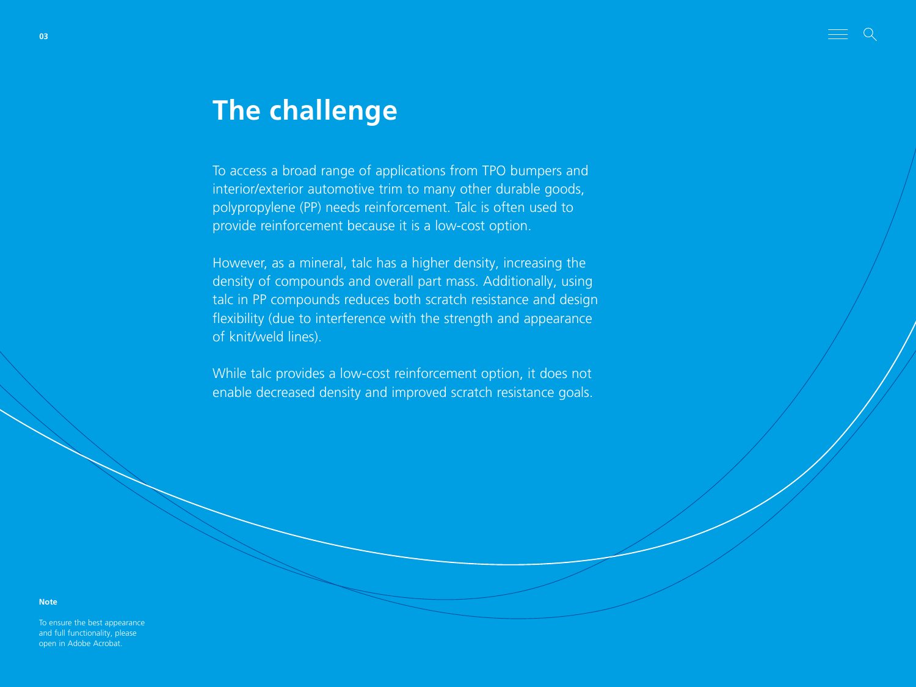# The challenge

To access a broad range of applications from TPO bumpers and interior/exterior automotive trim to many other durable goods, polypropylene (PP) needs reinforcement. Talc is often used to provide reinforcement because it is a low-cost option.

However, as a mineral, talc has a higher density, increasing the density of compounds and overall part mass. Additionally, using talc in PP compounds reduces both scratch resistance and design flexibility (due to interference with the strength and appearance of knit/weld lines).

While talc provides a low-cost reinforcement option, it does not enable decreased density and improved scratch resistance goals.

**Note**

To ensure the best appearance and full functionality, please open in Adobe Acrobat.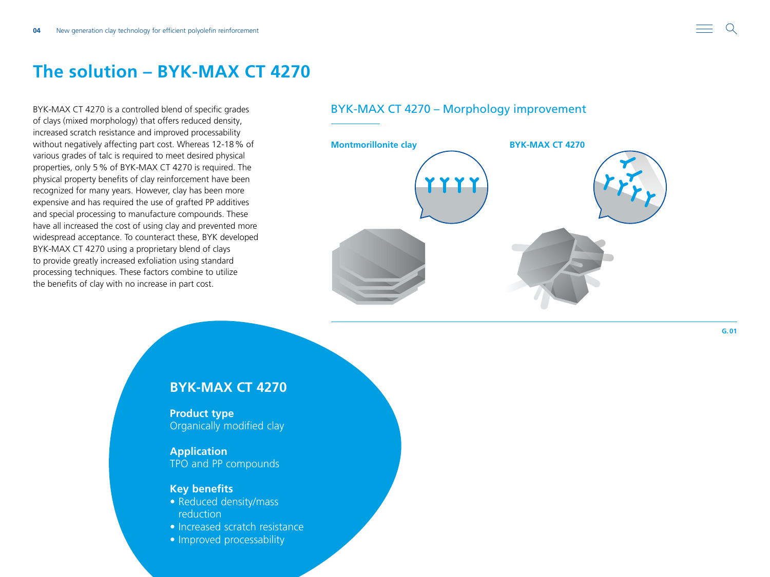# The solution – BYK-MAX CT 4270

BYK-MAX CT 4270 is a controlled blend of specific grades of clays (mixed morphology) that offers reduced density, increased scratch resistance and improved processability without negatively affecting part cost. Whereas 12-18 % of various grades of talc is required to meet desired physical properties, only 5 % of BYK-MAX CT 4270 is required. The physical property benefits of clay reinforcement have been recognized for many years. However, clay has been more expensive and has required the use of grafted PP additives and special processing to manufacture compounds. These have all increased the cost of using clay and prevented more widespread acceptance. To counteract these, BYK developed BYK-MAX CT 4270 using a proprietary blend of clays to provide greatly increased exfoliation using standard processing techniques. These factors combine to utilize the benefits of clay with no increase in part cost.

## BYK-MAX CT 4270 – Morphology improvement

**Montmorillonite clay** | **BYK-MAX CT 4270**

G. 01

## BYK-MAX CT 4270

**Product type**
Organically modified clay

**Application**
TPO and PP compounds

**Key benefits**
- Reduced density/mass reduction
- Increased scratch resistance
- Improved processability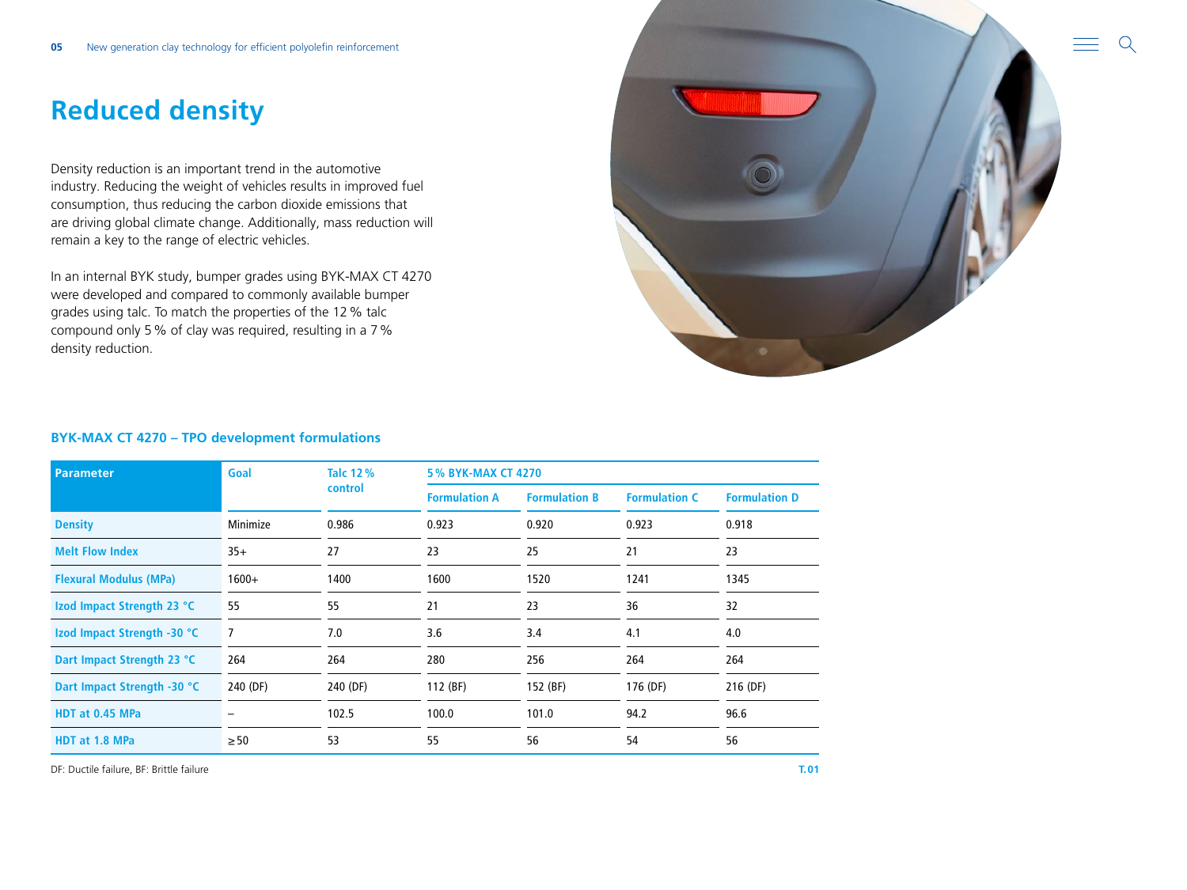# Reduced density

Density reduction is an important trend in the automotive industry. Reducing the weight of vehicles results in improved fuel consumption, thus reducing the carbon dioxide emissions that are driving global climate change. Additionally, mass reduction will remain a key to the range of electric vehicles.

In an internal BYK study, bumper grades using BYK-MAX CT 4270 were developed and compared to commonly available bumper grades using talc. To match the properties of the 12 % talc compound only 5 % of clay was required, resulting in a 7 % density reduction.

### BYK-MAX CT 4270 – TPO development formulations

| Parameter | Goal | Talc 12 % control | 5 % BYK-MAX CT 4270 | | | |
|---|---|---|---|---|---|---|
| | | | Formulation A | Formulation B | Formulation C | Formulation D |
| Density | Minimize | 0.986 | 0.923 | 0.920 | 0.923 | 0.918 |
| Melt Flow Index | 35+ | 27 | 23 | 25 | 21 | 23 |
| Flexural Modulus (MPa) | 1600+ | 1400 | 1600 | 1520 | 1241 | 1345 |
| Izod Impact Strength 23 °C | 55 | 55 | 21 | 23 | 36 | 32 |
| Izod Impact Strength -30 °C | 7 | 7.0 | 3.6 | 3.4 | 4.1 | 4.0 |
| Dart Impact Strength 23 °C | 264 | 264 | 280 | 256 | 264 | 264 |
| Dart Impact Strength -30 °C | 240 (DF) | 240 (DF) | 112 (BF) | 152 (BF) | 176 (DF) | 216 (DF) |
| HDT at 0.45 MPa | – | 102.5 | 100.0 | 101.0 | 94.2 | 96.6 |
| HDT at 1.8 MPa | ≥ 50 | 53 | 55 | 56 | 54 | 56 |

DF: Ductile failure, BF: Brittle failure

T.01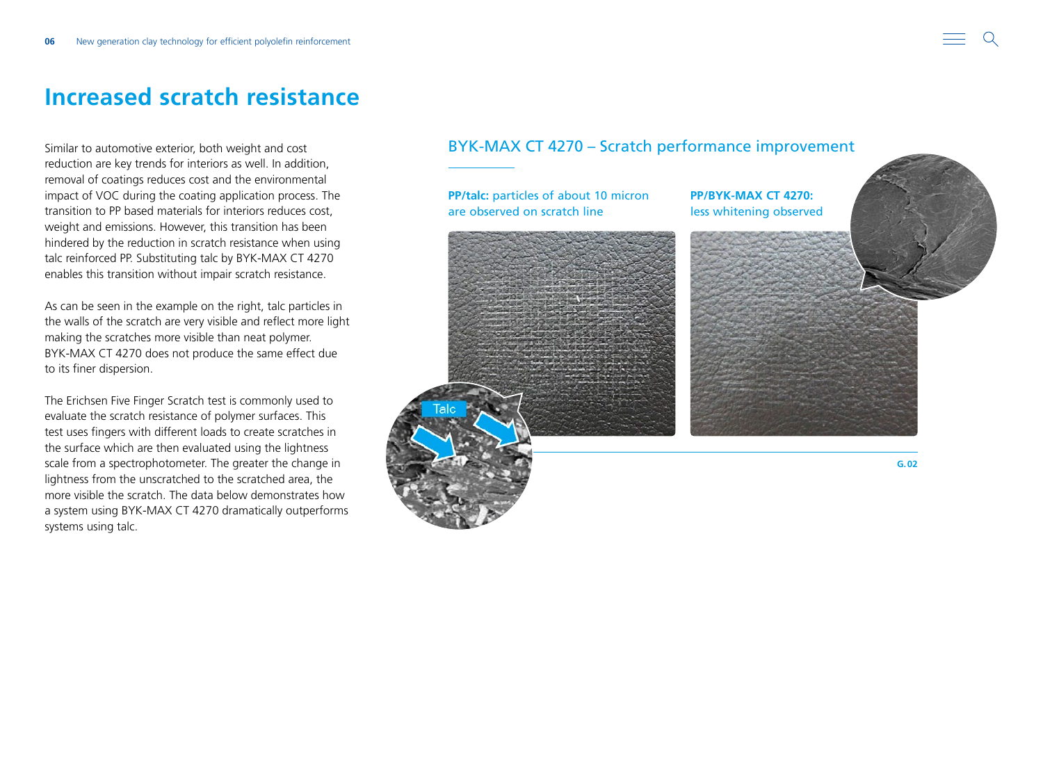# Increased scratch resistance

Similar to automotive exterior, both weight and cost reduction are key trends for interiors as well. In addition, removal of coatings reduces cost and the environmental impact of VOC during the coating application process. The transition to PP based materials for interiors reduces cost, weight and emissions. However, this transition has been hindered by the reduction in scratch resistance when using talc reinforced PP. Substituting talc by BYK-MAX CT 4270 enables this transition without impair scratch resistance.

As can be seen in the example on the right, talc particles in the walls of the scratch are very visible and reflect more light making the scratches more visible than neat polymer. BYK-MAX CT 4270 does not produce the same effect due to its finer dispersion.

The Erichsen Five Finger Scratch test is commonly used to evaluate the scratch resistance of polymer surfaces. This test uses fingers with different loads to create scratches in the surface which are then evaluated using the lightness scale from a spectrophotometer. The greater the change in lightness from the unscratched to the scratched area, the more visible the scratch. The data below demonstrates how a system using BYK-MAX CT 4270 dramatically outperforms systems using talc.

## BYK-MAX CT 4270 – Scratch performance improvement

**PP/talc:** particles of about 10 micron are observed on scratch line

**PP/BYK-MAX CT 4270:** less whitening observed

Talc

G. 02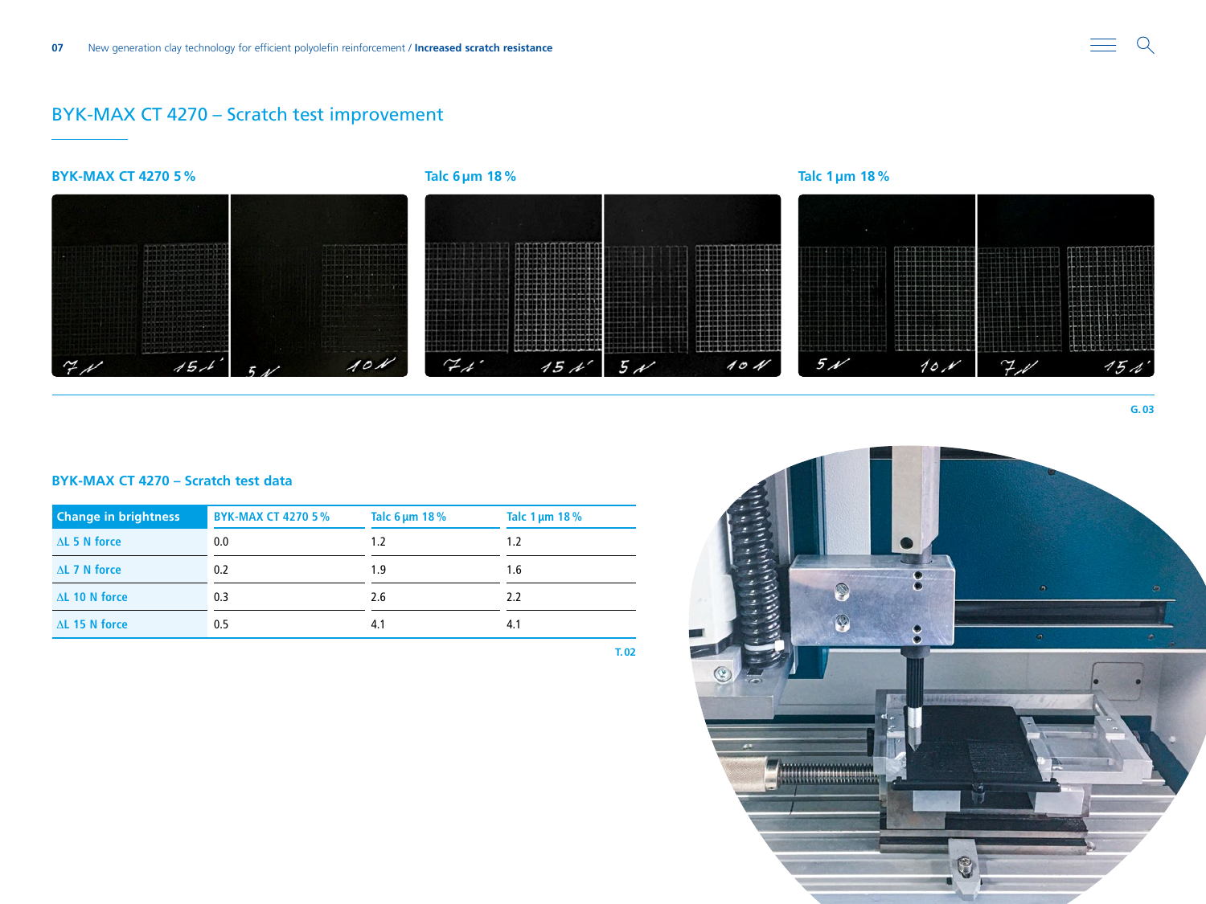## BYK-MAX CT 4270 – Scratch test improvement

**BYK-MAX CT 4270 5 %**

**Talc 6 µm 18 %**

**Talc 1 µm 18 %**

G. 03

### BYK-MAX CT 4270 – Scratch test data

| Change in brightness | BYK-MAX CT 4270 5 % | Talc 6 µm 18 % | Talc 1 µm 18 % |
|---|---|---|---|
| ΔL 5 N force | 0.0 | 1.2 | 1.2 |
| ΔL 7 N force | 0.2 | 1.9 | 1.6 |
| ΔL 10 N force | 0.3 | 2.6 | 2.2 |
| ΔL 15 N force | 0.5 | 4.1 | 4.1 |

T. 02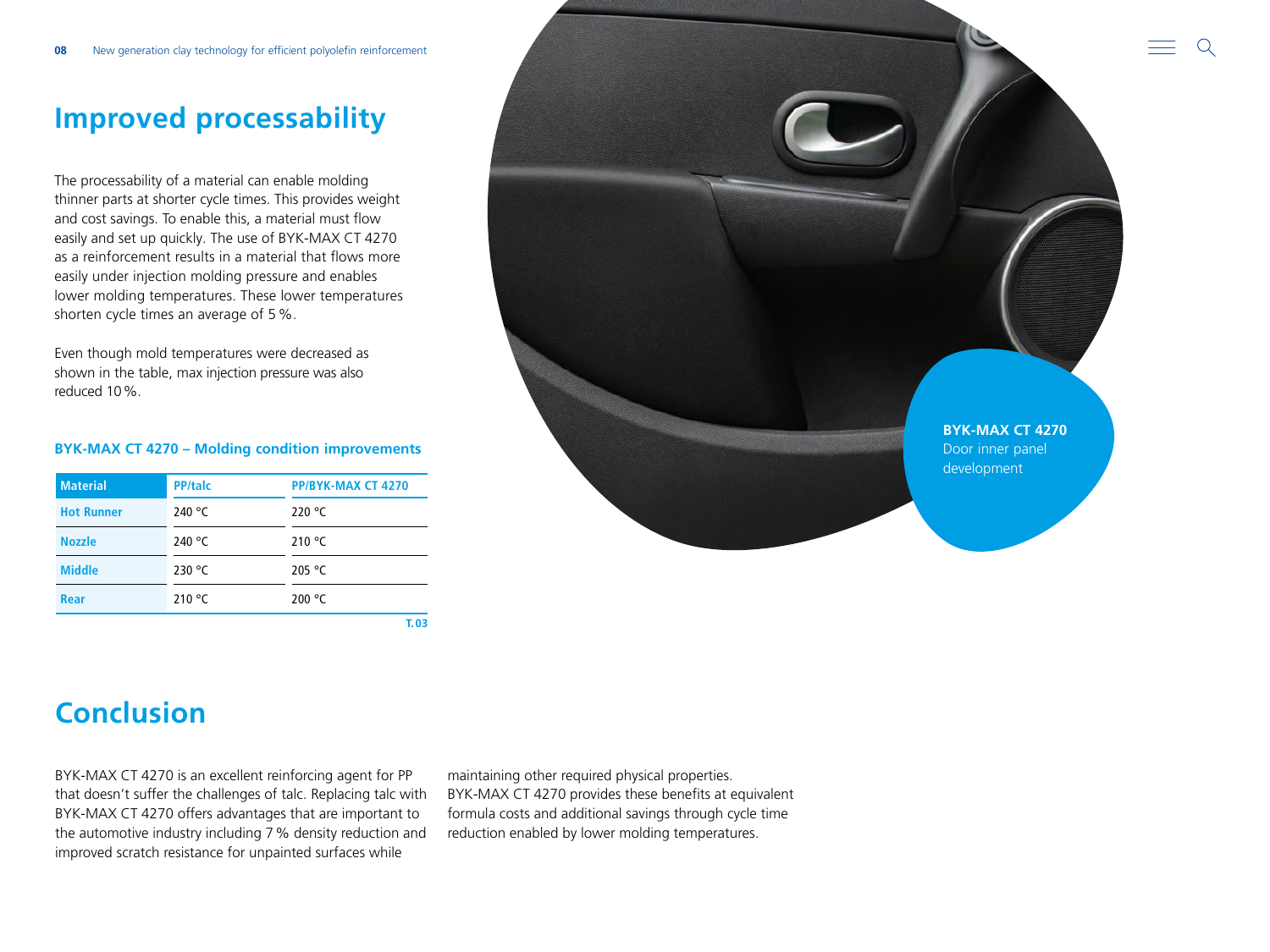## Improved processability

The processability of a material can enable molding thinner parts at shorter cycle times. This provides weight and cost savings. To enable this, a material must flow easily and set up quickly. The use of BYK-MAX CT 4270 as a reinforcement results in a material that flows more easily under injection molding pressure and enables lower molding temperatures. These lower temperatures shorten cycle times an average of 5 %.

Even though mold temperatures were decreased as shown in the table, max injection pressure was also reduced 10 %.

**BYK-MAX CT 4270 – Molding condition improvements**

| Material | PP/talc | PP/BYK-MAX CT 4270 |
|---|---|---|
| Hot Runner | 240 °C | 220 °C |
| Nozzle | 240 °C | 210 °C |
| Middle | 230 °C | 205 °C |
| Rear | 210 °C | 200 °C |

T. 03

**BYK-MAX CT 4270**
Door inner panel development

## Conclusion

BYK-MAX CT 4270 is an excellent reinforcing agent for PP that doesn't suffer the challenges of talc. Replacing talc with BYK-MAX CT 4270 offers advantages that are important to the automotive industry including 7 % density reduction and improved scratch resistance for unpainted surfaces while maintaining other required physical properties. BYK-MAX CT 4270 provides these benefits at equivalent formula costs and additional savings through cycle time reduction enabled by lower molding temperatures.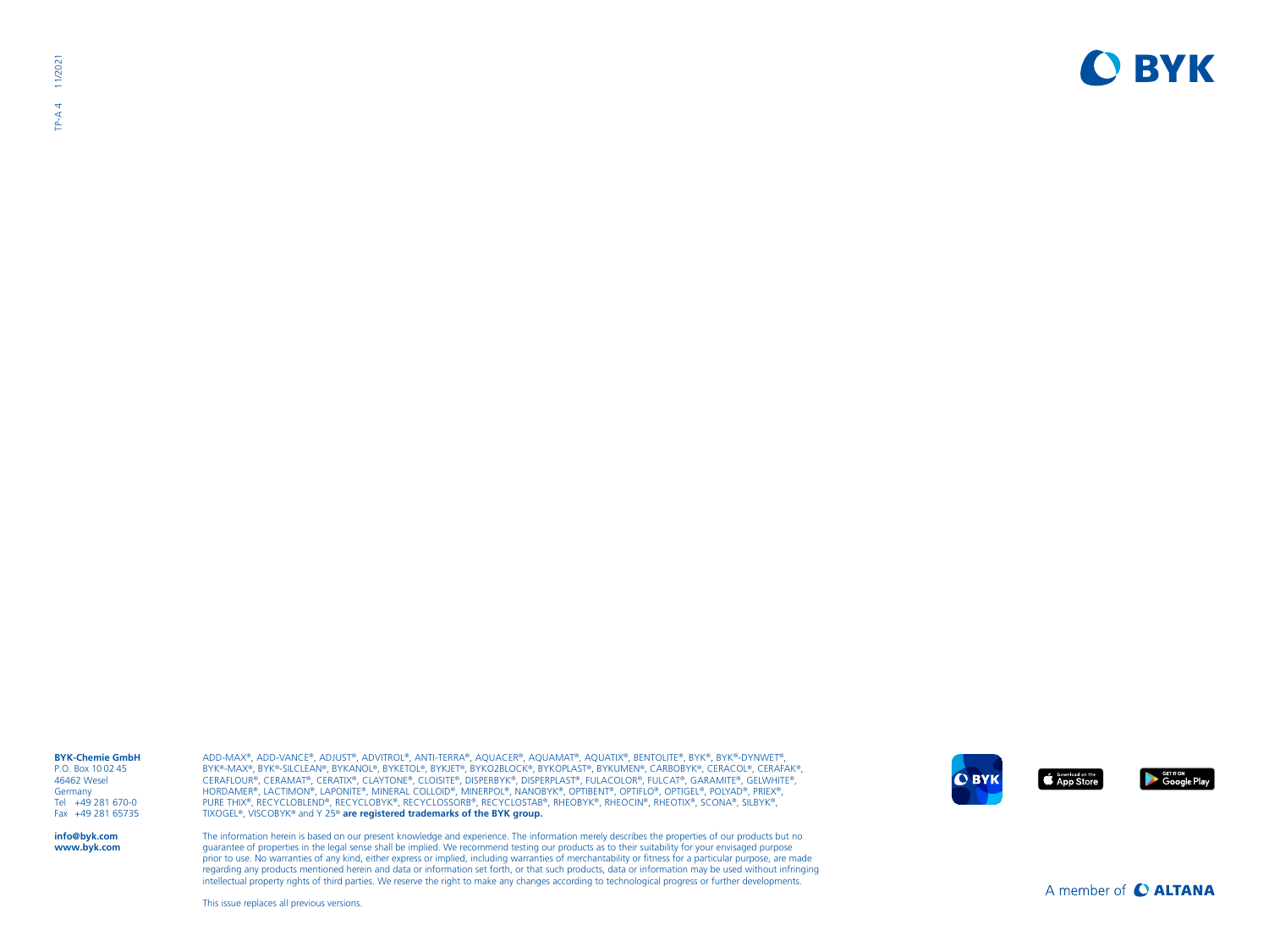TP-A 4 11/2021

**BYK-Chemie GmbH**
P.O. Box 10 02 45
46462 Wesel
Germany
Tel +49 281 670-0
Fax +49 281 65735

**info@byk.com**
**www.byk.com**

ADD-MAX®, ADD-VANCE®, ADJUST®, ADVITROL®, ANTI-TERRA®, AQUACER®, AQUAMAT®, AQUATIX®, BENTOLITE®, BYK®, BYK®-DYNWET®, BYK®-MAX®, BYK®-SILCLEAN®, BYKANOL®, BYKETOL®, BYKJET®, BYKO2BLOCK®, BYKOPLAST®, BYKUMEN®, CARBOBYK®, CERACOL®, CERAFAK®, CERAFLOUR®, CERAMAT®, CERATIX®, CLAYTONE®, CLOISITE®, DISPERBYK®, DISPERPLAST®, FULACOLOR®, FULCAT®, GARAMITE®, GELWHITE®, HORDAMER®, LACTIMON®, LAPONITE®, MINERAL COLLOID®, MINERPOL®, NANOBYK®, OPTIBENT®, OPTIFLO®, OPTIGEL®, POLYAD®, PRIEX®, PURE THIX®, RECYCLOBLEND®, RECYCLOBYK®, RECYCLOSSORB®, RECYCLOSTAB®, RHEOBYK®, RHEOCIN®, RHEOTIX®, SCONA®, SILBYK®, TIXOGEL®, VISCOBYK® and Y 25® **are registered trademarks of the BYK group.**

The information herein is based on our present knowledge and experience. The information merely describes the properties of our products but no guarantee of properties in the legal sense shall be implied. We recommend testing our products as to their suitability for your envisaged purpose prior to use. No warranties of any kind, either express or implied, including warranties of merchantability or fitness for a particular purpose, are made regarding any products mentioned herein and data or information set forth, or that such products, data or information may be used without infringing intellectual property rights of third parties. We reserve the right to make any changes according to technological progress or further developments.

This issue replaces all previous versions.

A member of ALTANA